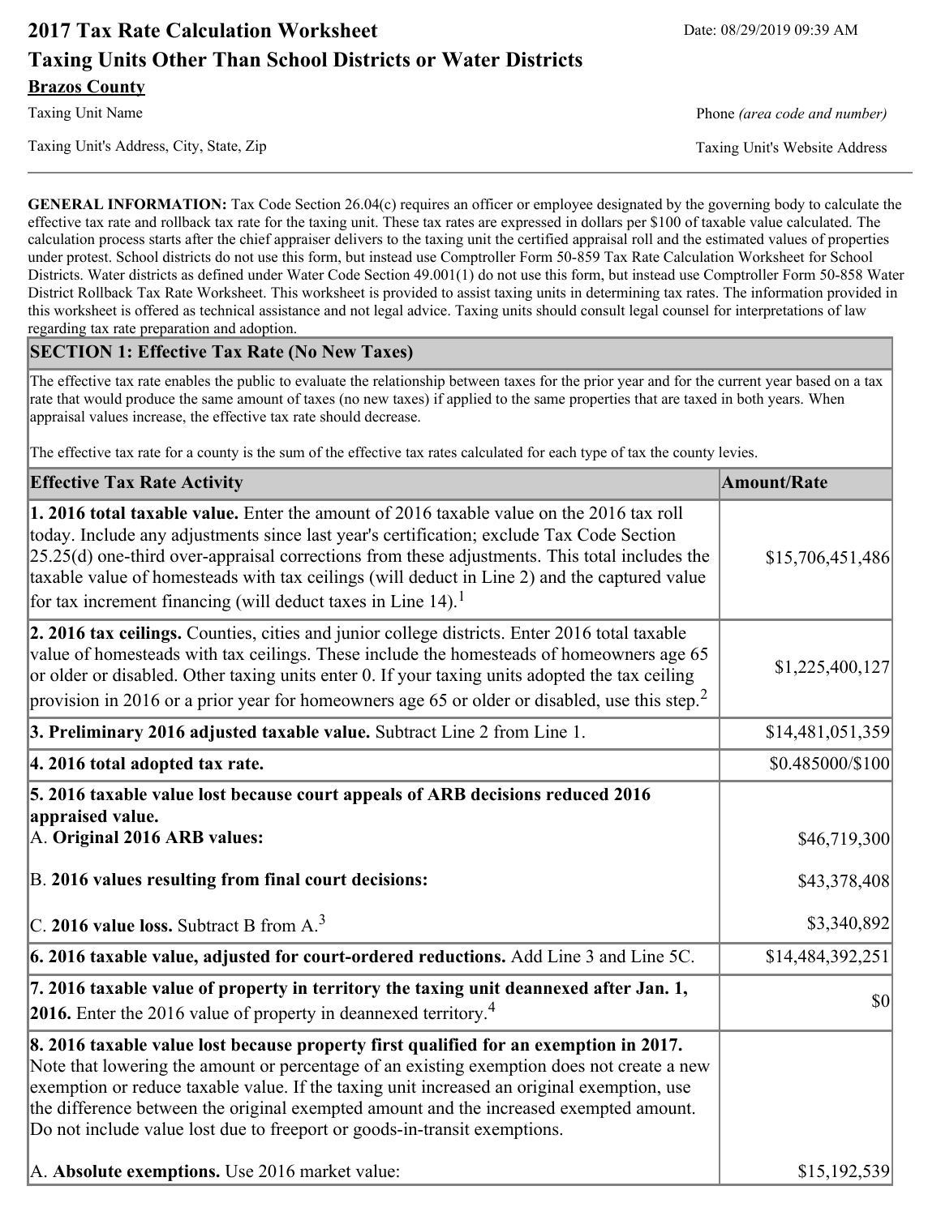# 2017 Tax Rate Calculation Worksheet

Date: 08/29/2019 09:39 AM

## Taxing Units Other Than School Districts or Water Districts

**Brazos County**

Taxing Unit Name

Phone *(area code and number)*

Taxing Unit's Address, City, State, Zip

Taxing Unit's Website Address

---

**GENERAL INFORMATION:** Tax Code Section 26.04(c) requires an officer or employee designated by the governing body to calculate the effective tax rate and rollback tax rate for the taxing unit. These tax rates are expressed in dollars per $100 of taxable value calculated. The calculation process starts after the chief appraiser delivers to the taxing unit the certified appraisal roll and the estimated values of properties under protest. School districts do not use this form, but instead use Comptroller Form 50-859 Tax Rate Calculation Worksheet for School Districts. Water districts as defined under Water Code Section 49.001(1) do not use this form, but instead use Comptroller Form 50-858 Water District Rollback Tax Rate Worksheet. This worksheet is provided to assist taxing units in determining tax rates. The information provided in this worksheet is offered as technical assistance and not legal advice. Taxing units should consult legal counsel for interpretations of law regarding tax rate preparation and adoption.

## SECTION 1: Effective Tax Rate (No New Taxes)

The effective tax rate enables the public to evaluate the relationship between taxes for the prior year and for the current year based on a tax rate that would produce the same amount of taxes (no new taxes) if applied to the same properties that are taxed in both years. When appraisal values increase, the effective tax rate should decrease.

The effective tax rate for a county is the sum of the effective tax rates calculated for each type of tax the county levies.

| Effective Tax Rate Activity | Amount/Rate |
|---|---|
| **1. 2016 total taxable value.** Enter the amount of 2016 taxable value on the 2016 tax roll today. Include any adjustments since last year's certification; exclude Tax Code Section 25.25(d) one-third over-appraisal corrections from these adjustments. This total includes the taxable value of homesteads with tax ceilings (will deduct in Line 2) and the captured value for tax increment financing (will deduct taxes in Line 14).[1] | $15,706,451,486 |
| **2. 2016 tax ceilings.** Counties, cities and junior college districts. Enter 2016 total taxable value of homesteads with tax ceilings. These include the homesteads of homeowners age 65 or older or disabled. Other taxing units enter 0. If your taxing units adopted the tax ceiling provision in 2016 or a prior year for homeowners age 65 or older or disabled, use this step.[2] | $1,225,400,127 |
| **3. Preliminary 2016 adjusted taxable value.** Subtract Line 2 from Line 1. | $14,481,051,359 |
| **4. 2016 total adopted tax rate.** | $0.485000/$100 |
| **5. 2016 taxable value lost because court appeals of ARB decisions reduced 2016 appraised value.** | |
| A. **Original 2016 ARB values:** | $46,719,300 |
| B. **2016 values resulting from final court decisions:** | $43,378,408 |
| C. **2016 value loss.** Subtract B from A.[3] | $3,340,892 |
| **6. 2016 taxable value, adjusted for court-ordered reductions.** Add Line 3 and Line 5C. | $14,484,392,251 |
| **7. 2016 taxable value of property in territory the taxing unit deannexed after Jan. 1, 2016.** Enter the 2016 value of property in deannexed territory.[4] | $0 |
| **8. 2016 taxable value lost because property first qualified for an exemption in 2017.** Note that lowering the amount or percentage of an existing exemption does not create a new exemption or reduce taxable value. If the taxing unit increased an original exemption, use the difference between the original exempted amount and the increased exempted amount. Do not include value lost due to freeport or goods-in-transit exemptions. | |
| A. **Absolute exemptions.** Use 2016 market value: | $15,192,539 |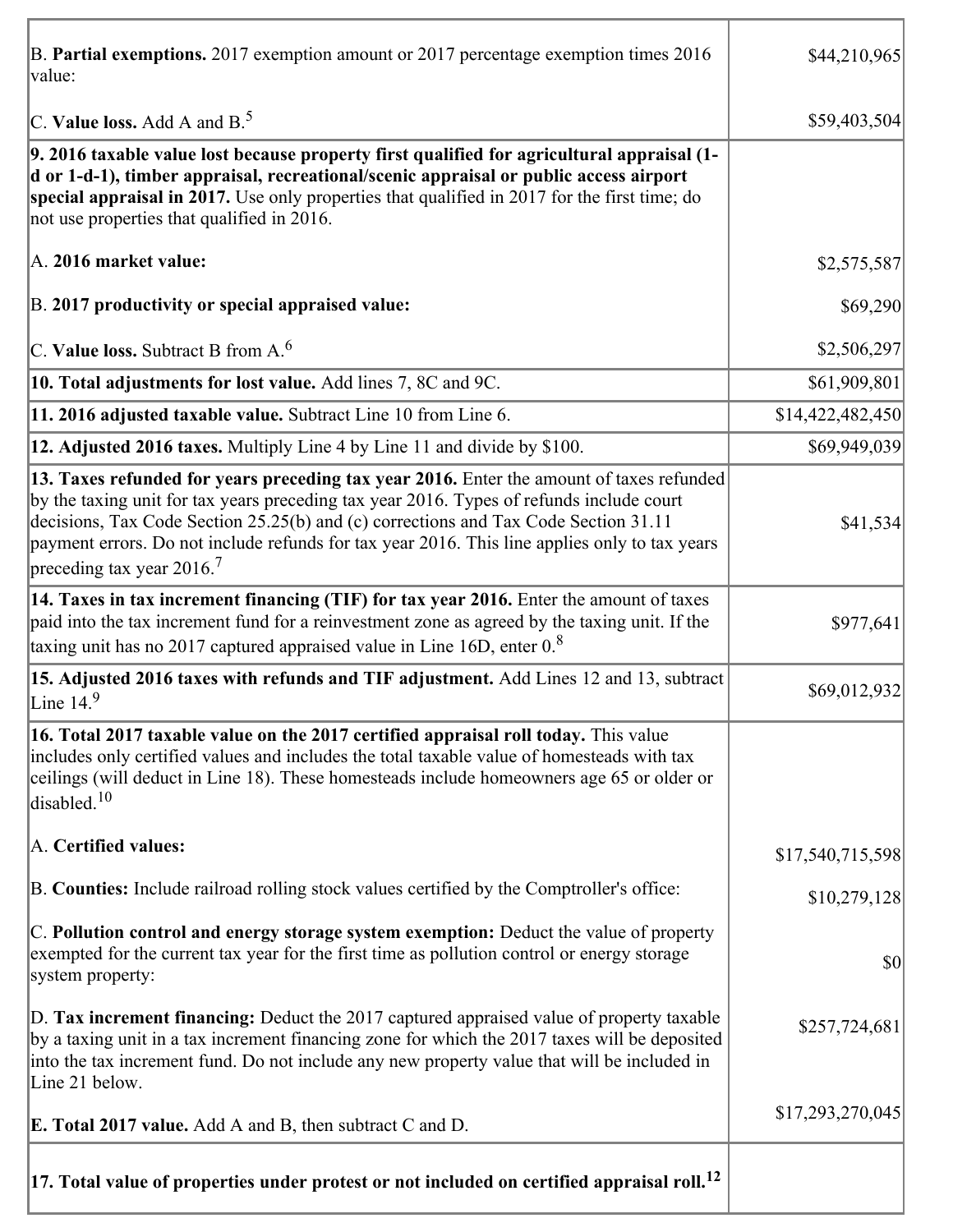| | |
|---|---|
| B. **Partial exemptions.** 2017 exemption amount or 2017 percentage exemption times 2016 value: | $44,210,965 |
| C. **Value loss.** Add A and B.[5] | $59,403,504 |
| **9. 2016 taxable value lost because property first qualified for agricultural appraisal (1-d or 1-d-1), timber appraisal, recreational/scenic appraisal or public access airport special appraisal in 2017.** Use only properties that qualified in 2017 for the first time; do not use properties that qualified in 2016.<br><br>A. **2016 market value:**<br><br>B. **2017 productivity or special appraised value:**<br><br>C. **Value loss.** Subtract B from A.[6] | <br><br><br><br>$2,575,587<br><br>$69,290<br><br>$2,506,297 |
| **10. Total adjustments for lost value.** Add lines 7, 8C and 9C. | $61,909,801 |
| **11. 2016 adjusted taxable value.** Subtract Line 10 from Line 6. | $14,422,482,450 |
| **12. Adjusted 2016 taxes.** Multiply Line 4 by Line 11 and divide by $100. | $69,949,039 |
| **13. Taxes refunded for years preceding tax year 2016.** Enter the amount of taxes refunded by the taxing unit for tax years preceding tax year 2016. Types of refunds include court decisions, Tax Code Section 25.25(b) and (c) corrections and Tax Code Section 31.11 payment errors. Do not include refunds for tax year 2016. This line applies only to tax years preceding tax year 2016.[7] | $41,534 |
| **14. Taxes in tax increment financing (TIF) for tax year 2016.** Enter the amount of taxes paid into the tax increment fund for a reinvestment zone as agreed by the taxing unit. If the taxing unit has no 2017 captured appraised value in Line 16D, enter 0.[8] | $977,641 |
| **15. Adjusted 2016 taxes with refunds and TIF adjustment.** Add Lines 12 and 13, subtract Line 14.[9] | $69,012,932 |
| **16. Total 2017 taxable value on the 2017 certified appraisal roll today.** This value includes only certified values and includes the total taxable value of homesteads with tax ceilings (will deduct in Line 18). These homesteads include homeowners age 65 or older or disabled.[10]<br><br>A. **Certified values:**<br><br>B. **Counties:** Include railroad rolling stock values certified by the Comptroller's office:<br><br>C. **Pollution control and energy storage system exemption:** Deduct the value of property exempted for the current tax year for the first time as pollution control or energy storage system property:<br><br>D. **Tax increment financing:** Deduct the 2017 captured appraised value of property taxable by a taxing unit in a tax increment financing zone for which the 2017 taxes will be deposited into the tax increment fund. Do not include any new property value that will be included in Line 21 below.<br><br>E. **Total 2017 value.** Add A and B, then subtract C and D. | <br><br><br><br>$17,540,715,598<br><br>$10,279,128<br><br>$0<br><br>$257,724,681<br><br>$17,293,270,045 |
| **17. Total value of properties under protest or not included on certified appraisal roll.**[12] | |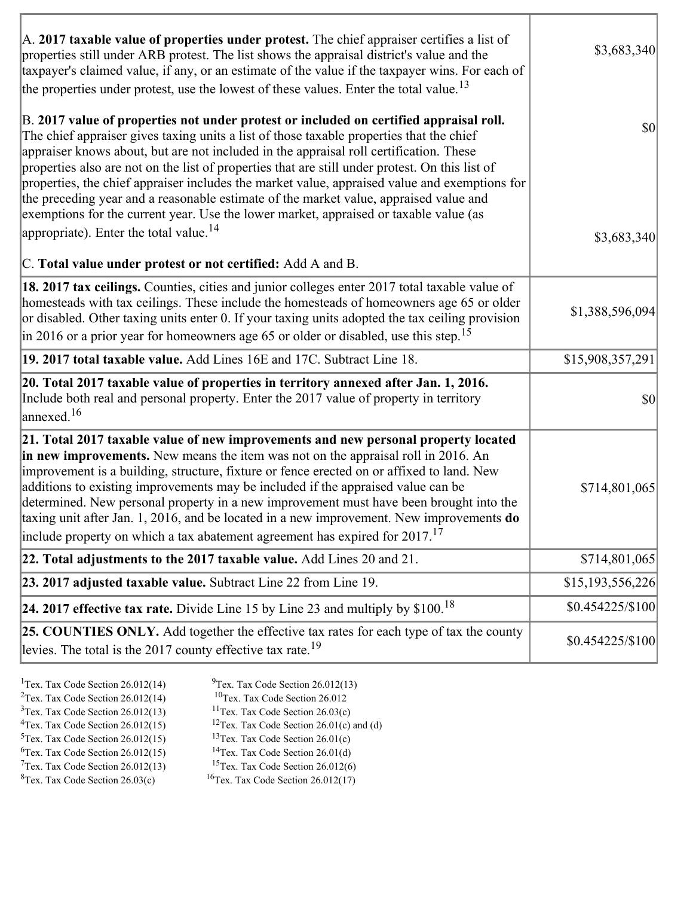| | |
|---|---|
| A. **2017 taxable value of properties under protest.** The chief appraiser certifies a list of properties still under ARB protest. The list shows the appraisal district's value and the taxpayer's claimed value, if any, or an estimate of the value if the taxpayer wins. For each of the properties under protest, use the lowest of these values. Enter the total value.[13] | $3,683,340 |
| B. **2017 value of properties not under protest or included on certified appraisal roll.** The chief appraiser gives taxing units a list of those taxable properties that the chief appraiser knows about, but are not included in the appraisal roll certification. These properties also are not on the list of properties that are still under protest. On this list of properties, the chief appraiser includes the market value, appraised value and exemptions for the preceding year and a reasonable estimate of the market value, appraised value and exemptions for the current year. Use the lower market, appraised or taxable value (as appropriate). Enter the total value.[14] | $0 |
| C. **Total value under protest or not certified:** Add A and B. | $3,683,340 |
| **18. 2017 tax ceilings.** Counties, cities and junior colleges enter 2017 total taxable value of homesteads with tax ceilings. These include the homesteads of homeowners age 65 or older or disabled. Other taxing units enter 0. If your taxing units adopted the tax ceiling provision in 2016 or a prior year for homeowners age 65 or older or disabled, use this step.[15] | $1,388,596,094 |
| **19. 2017 total taxable value.** Add Lines 16E and 17C. Subtract Line 18. | $15,908,357,291 |
| **20. Total 2017 taxable value of properties in territory annexed after Jan. 1, 2016.** Include both real and personal property. Enter the 2017 value of property in territory annexed.[16] | $0 |
| **21. Total 2017 taxable value of new improvements and new personal property located in new improvements.** New means the item was not on the appraisal roll in 2016. An improvement is a building, structure, fixture or fence erected on or affixed to land. New additions to existing improvements may be included if the appraised value can be determined. New personal property in a new improvement must have been brought into the taxing unit after Jan. 1, 2016, and be located in a new improvement. New improvements **do** include property on which a tax abatement agreement has expired for 2017.[17] | $714,801,065 |
| **22. Total adjustments to the 2017 taxable value.** Add Lines 20 and 21. | $714,801,065 |
| **23. 2017 adjusted taxable value.** Subtract Line 22 from Line 19. | $15,193,556,226 |
| **24. 2017 effective tax rate.** Divide Line 15 by Line 23 and multiply by $100.[18] | $0.454225/$100 |
| **25. COUNTIES ONLY.** Add together the effective tax rates for each type of tax the county levies. The total is the 2017 county effective tax rate.[19] | $0.454225/$100 |

[1]Tex. Tax Code Section 26.012(14)
[2]Tex. Tax Code Section 26.012(14)
[3]Tex. Tax Code Section 26.012(13)
[4]Tex. Tax Code Section 26.012(15)
[5]Tex. Tax Code Section 26.012(15)
[6]Tex. Tax Code Section 26.012(15)
[7]Tex. Tax Code Section 26.012(13)
[8]Tex. Tax Code Section 26.03(c)
[9]Tex. Tax Code Section 26.012(13)
[10]Tex. Tax Code Section 26.012
[11]Tex. Tax Code Section 26.03(c)
[12]Tex. Tax Code Section 26.01(c) and (d)
[13]Tex. Tax Code Section 26.01(c)
[14]Tex. Tax Code Section 26.01(d)
[15]Tex. Tax Code Section 26.012(6)
[16]Tex. Tax Code Section 26.012(17)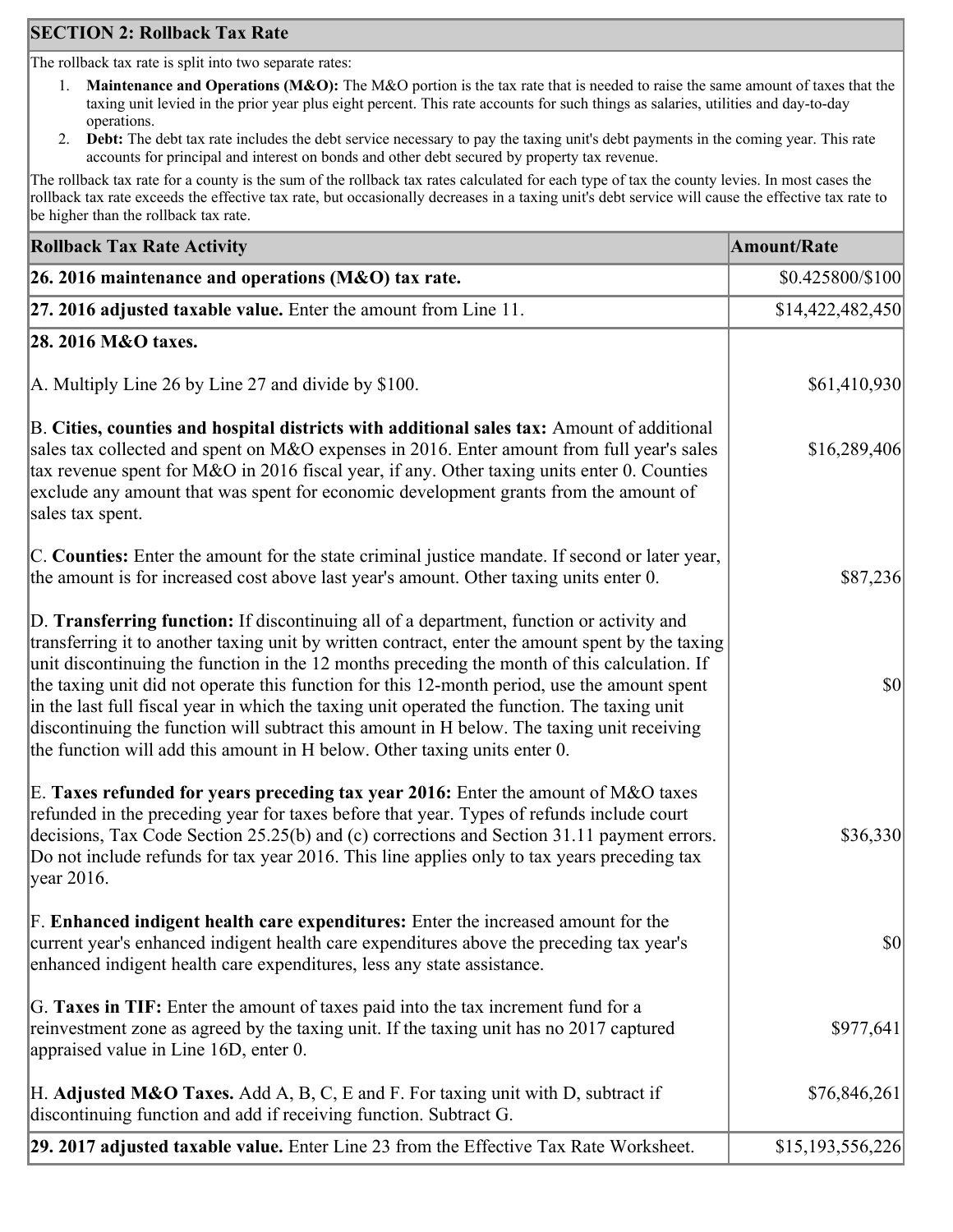## SECTION 2: Rollback Tax Rate

The rollback tax rate is split into two separate rates:

1. **Maintenance and Operations (M&O):** The M&O portion is the tax rate that is needed to raise the same amount of taxes that the taxing unit levied in the prior year plus eight percent. This rate accounts for such things as salaries, utilities and day-to-day operations.
2. **Debt:** The debt tax rate includes the debt service necessary to pay the taxing unit's debt payments in the coming year. This rate accounts for principal and interest on bonds and other debt secured by property tax revenue.

The rollback tax rate for a county is the sum of the rollback tax rates calculated for each type of tax the county levies. In most cases the rollback tax rate exceeds the effective tax rate, but occasionally decreases in a taxing unit's debt service will cause the effective tax rate to be higher than the rollback tax rate.

| Rollback Tax Rate Activity | Amount/Rate |
|---|---|
| **26. 2016 maintenance and operations (M&O) tax rate.** | $0.425800/$100 |
| **27. 2016 adjusted taxable value.** Enter the amount from Line 11. | $14,422,482,450 |
| **28. 2016 M&O taxes.** | |
| A. Multiply Line 26 by Line 27 and divide by $100. | $61,410,930 |
| B. **Cities, counties and hospital districts with additional sales tax:** Amount of additional sales tax collected and spent on M&O expenses in 2016. Enter amount from full year's sales tax revenue spent for M&O in 2016 fiscal year, if any. Other taxing units enter 0. Counties exclude any amount that was spent for economic development grants from the amount of sales tax spent. | $16,289,406 |
| C. **Counties:** Enter the amount for the state criminal justice mandate. If second or later year, the amount is for increased cost above last year's amount. Other taxing units enter 0. | $87,236 |
| D. **Transferring function:** If discontinuing all of a department, function or activity and transferring it to another taxing unit by written contract, enter the amount spent by the taxing unit discontinuing the function in the 12 months preceding the month of this calculation. If the taxing unit did not operate this function for this 12-month period, use the amount spent in the last full fiscal year in which the taxing unit operated the function. The taxing unit discontinuing the function will subtract this amount in H below. The taxing unit receiving the function will add this amount in H below. Other taxing units enter 0. | $0 |
| E. **Taxes refunded for years preceding tax year 2016:** Enter the amount of M&O taxes refunded in the preceding year for taxes before that year. Types of refunds include court decisions, Tax Code Section 25.25(b) and (c) corrections and Section 31.11 payment errors. Do not include refunds for tax year 2016. This line applies only to tax years preceding tax year 2016. | $36,330 |
| F. **Enhanced indigent health care expenditures:** Enter the increased amount for the current year's enhanced indigent health care expenditures above the preceding tax year's enhanced indigent health care expenditures, less any state assistance. | $0 |
| G. **Taxes in TIF:** Enter the amount of taxes paid into the tax increment fund for a reinvestment zone as agreed by the taxing unit. If the taxing unit has no 2017 captured appraised value in Line 16D, enter 0. | $977,641 |
| H. **Adjusted M&O Taxes.** Add A, B, C, E and F. For taxing unit with D, subtract if discontinuing function and add if receiving function. Subtract G. | $76,846,261 |
| **29. 2017 adjusted taxable value.** Enter Line 23 from the Effective Tax Rate Worksheet. | $15,193,556,226 |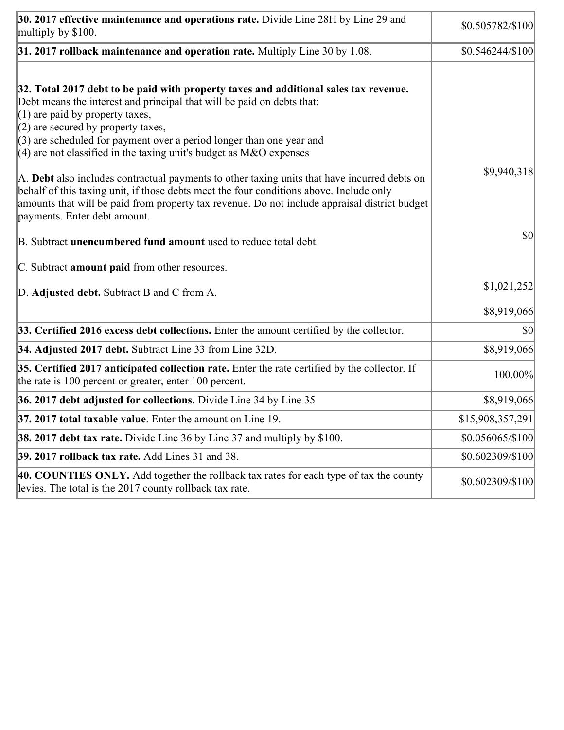| | |
|---|---|
| **30. 2017 effective maintenance and operations rate.** Divide Line 28H by Line 29 and multiply by $100. | $0.505782/$100 |
| **31. 2017 rollback maintenance and operation rate.** Multiply Line 30 by 1.08. | $0.546244/$100 |
| **32. Total 2017 debt to be paid with property taxes and additional sales tax revenue.** Debt means the interest and principal that will be paid on debts that:<br>(1) are paid by property taxes,<br>(2) are secured by property taxes,<br>(3) are scheduled for payment over a period longer than one year and<br>(4) are not classified in the taxing unit's budget as M&O expenses<br><br>A. **Debt** also includes contractual payments to other taxing units that have incurred debts on behalf of this taxing unit, if those debts meet the four conditions above. Include only amounts that will be paid from property tax revenue. Do not include appraisal district budget payments. Enter debt amount.<br><br>B. Subtract **unencumbered fund amount** used to reduce total debt.<br><br>C. Subtract **amount paid** from other resources.<br><br>D. **Adjusted debt.** Subtract B and C from A. | $9,940,318<br><br>$0<br><br>$1,021,252<br><br>$8,919,066 |
| **33. Certified 2016 excess debt collections.** Enter the amount certified by the collector. | $0 |
| **34. Adjusted 2017 debt.** Subtract Line 33 from Line 32D. | $8,919,066 |
| **35. Certified 2017 anticipated collection rate.** Enter the rate certified by the collector. If the rate is 100 percent or greater, enter 100 percent. | 100.00% |
| **36. 2017 debt adjusted for collections.** Divide Line 34 by Line 35 | $8,919,066 |
| **37. 2017 total taxable value**. Enter the amount on Line 19. | $15,908,357,291 |
| **38. 2017 debt tax rate.** Divide Line 36 by Line 37 and multiply by $100. | $0.056065/$100 |
| **39. 2017 rollback tax rate.** Add Lines 31 and 38. | $0.602309/$100 |
| **40. COUNTIES ONLY.** Add together the rollback tax rates for each type of tax the county levies. The total is the 2017 county rollback tax rate. | $0.602309/$100 |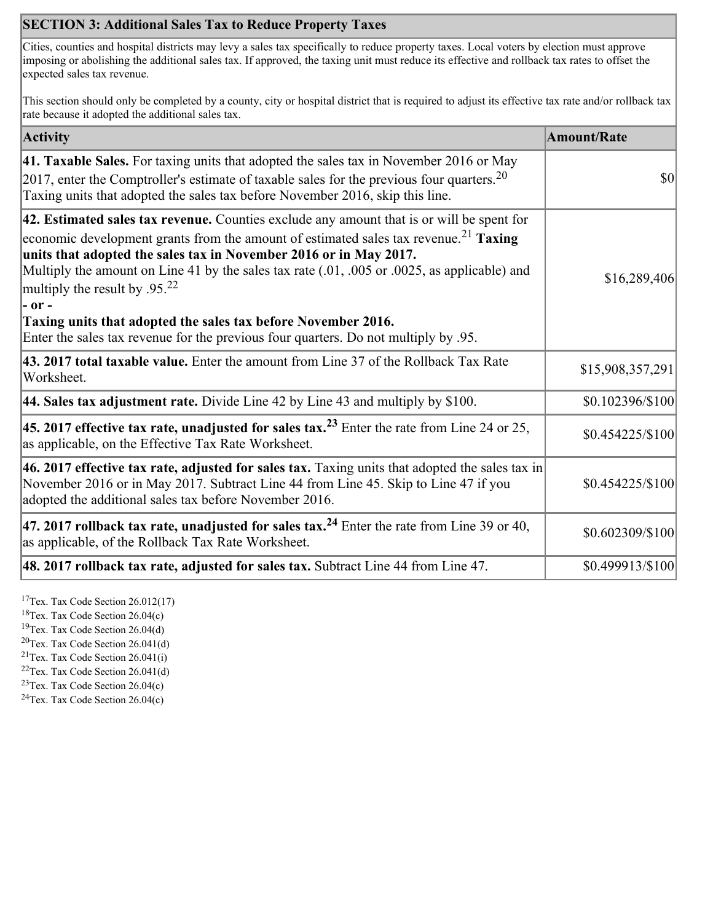## SECTION 3: Additional Sales Tax to Reduce Property Taxes

Cities, counties and hospital districts may levy a sales tax specifically to reduce property taxes. Local voters by election must approve imposing or abolishing the additional sales tax. If approved, the taxing unit must reduce its effective and rollback tax rates to offset the expected sales tax revenue.

This section should only be completed by a county, city or hospital district that is required to adjust its effective tax rate and/or rollback tax rate because it adopted the additional sales tax.

| Activity | Amount/Rate |
|---|---|
| **41. Taxable Sales.** For taxing units that adopted the sales tax in November 2016 or May 2017, enter the Comptroller's estimate of taxable sales for the previous four quarters.[20] Taxing units that adopted the sales tax before November 2016, skip this line. | $0 |
| **42. Estimated sales tax revenue.** Counties exclude any amount that is or will be spent for economic development grants from the amount of estimated sales tax revenue.[21] **Taxing units that adopted the sales tax in November 2016 or in May 2017.** Multiply the amount on Line 41 by the sales tax rate (.01, .005 or .0025, as applicable) and multiply the result by .95.[22] **- or -** **Taxing units that adopted the sales tax before November 2016.** Enter the sales tax revenue for the previous four quarters. Do not multiply by .95. | $16,289,406 |
| **43. 2017 total taxable value.** Enter the amount from Line 37 of the Rollback Tax Rate Worksheet. | $15,908,357,291 |
| **44. Sales tax adjustment rate.** Divide Line 42 by Line 43 and multiply by $100. | $0.102396/$100 |
| **45. 2017 effective tax rate, unadjusted for sales tax.**[23] Enter the rate from Line 24 or 25, as applicable, on the Effective Tax Rate Worksheet. | $0.454225/$100 |
| **46. 2017 effective tax rate, adjusted for sales tax.** Taxing units that adopted the sales tax in November 2016 or in May 2017. Subtract Line 44 from Line 45. Skip to Line 47 if you adopted the additional sales tax before November 2016. | $0.454225/$100 |
| **47. 2017 rollback tax rate, unadjusted for sales tax.**[24] Enter the rate from Line 39 or 40, as applicable, of the Rollback Tax Rate Worksheet. | $0.602309/$100 |
| **48. 2017 rollback tax rate, adjusted for sales tax.** Subtract Line 44 from Line 47. | $0.499913/$100 |

[17] Tex. Tax Code Section 26.012(17)
[18] Tex. Tax Code Section 26.04(c)
[19] Tex. Tax Code Section 26.04(d)
[20] Tex. Tax Code Section 26.041(d)
[21] Tex. Tax Code Section 26.041(i)
[22] Tex. Tax Code Section 26.041(d)
[23] Tex. Tax Code Section 26.04(c)
[24] Tex. Tax Code Section 26.04(c)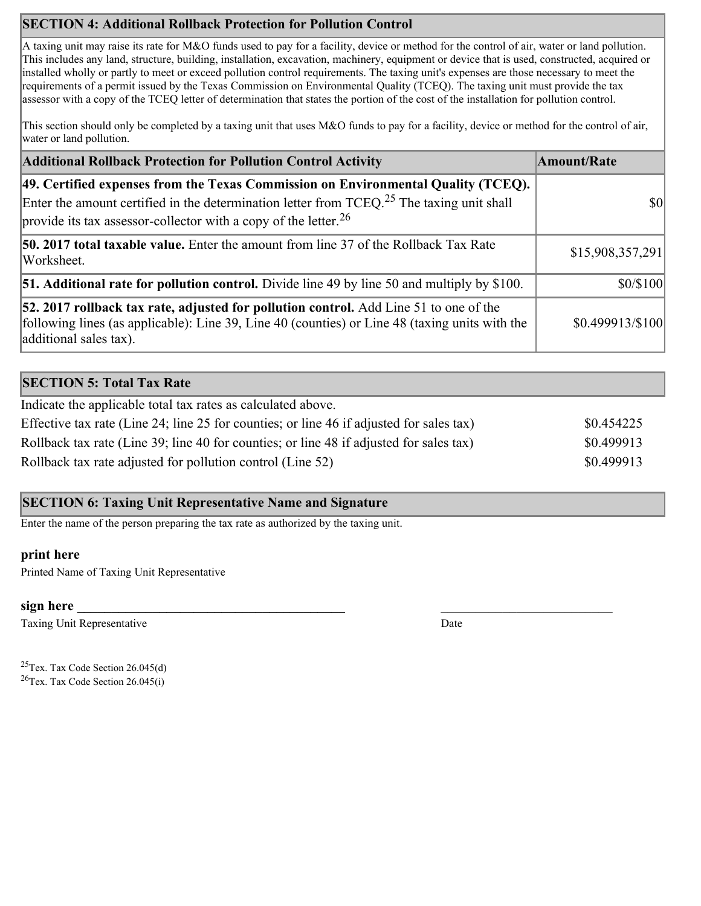## SECTION 4: Additional Rollback Protection for Pollution Control

A taxing unit may raise its rate for M&O funds used to pay for a facility, device or method for the control of air, water or land pollution. This includes any land, structure, building, installation, excavation, machinery, equipment or device that is used, constructed, acquired or installed wholly or partly to meet or exceed pollution control requirements. The taxing unit's expenses are those necessary to meet the requirements of a permit issued by the Texas Commission on Environmental Quality (TCEQ). The taxing unit must provide the tax assessor with a copy of the TCEQ letter of determination that states the portion of the cost of the installation for pollution control.

This section should only be completed by a taxing unit that uses M&O funds to pay for a facility, device or method for the control of air, water or land pollution.

| Additional Rollback Protection for Pollution Control Activity | Amount/Rate |
|---|---|
| **49. Certified expenses from the Texas Commission on Environmental Quality (TCEQ).** Enter the amount certified in the determination letter from TCEQ.[25] The taxing unit shall provide its tax assessor-collector with a copy of the letter.[26] | $0 |
| **50. 2017 total taxable value.** Enter the amount from line 37 of the Rollback Tax Rate Worksheet. | $15,908,357,291 |
| **51. Additional rate for pollution control.** Divide line 49 by line 50 and multiply by $100. | $0/$100 |
| **52. 2017 rollback tax rate, adjusted for pollution control.** Add Line 51 to one of the following lines (as applicable): Line 39, Line 40 (counties) or Line 48 (taxing units with the additional sales tax). | $0.499913/$100 |

## SECTION 5: Total Tax Rate

Indicate the applicable total tax rates as calculated above.

| | |
|---|---|
| Effective tax rate (Line 24; line 25 for counties; or line 46 if adjusted for sales tax) | $0.454225 |
| Rollback tax rate (Line 39; line 40 for counties; or line 48 if adjusted for sales tax) | $0.499913 |
| Rollback tax rate adjusted for pollution control (Line 52) | $0.499913 |

## SECTION 6: Taxing Unit Representative Name and Signature

Enter the name of the person preparing the tax rate as authorized by the taxing unit.

**print here**

Printed Name of Taxing Unit Representative

**sign here** ________________________________________ ____________________________

Taxing Unit Representative Date

[25] Tex. Tax Code Section 26.045(d)
[26] Tex. Tax Code Section 26.045(i)